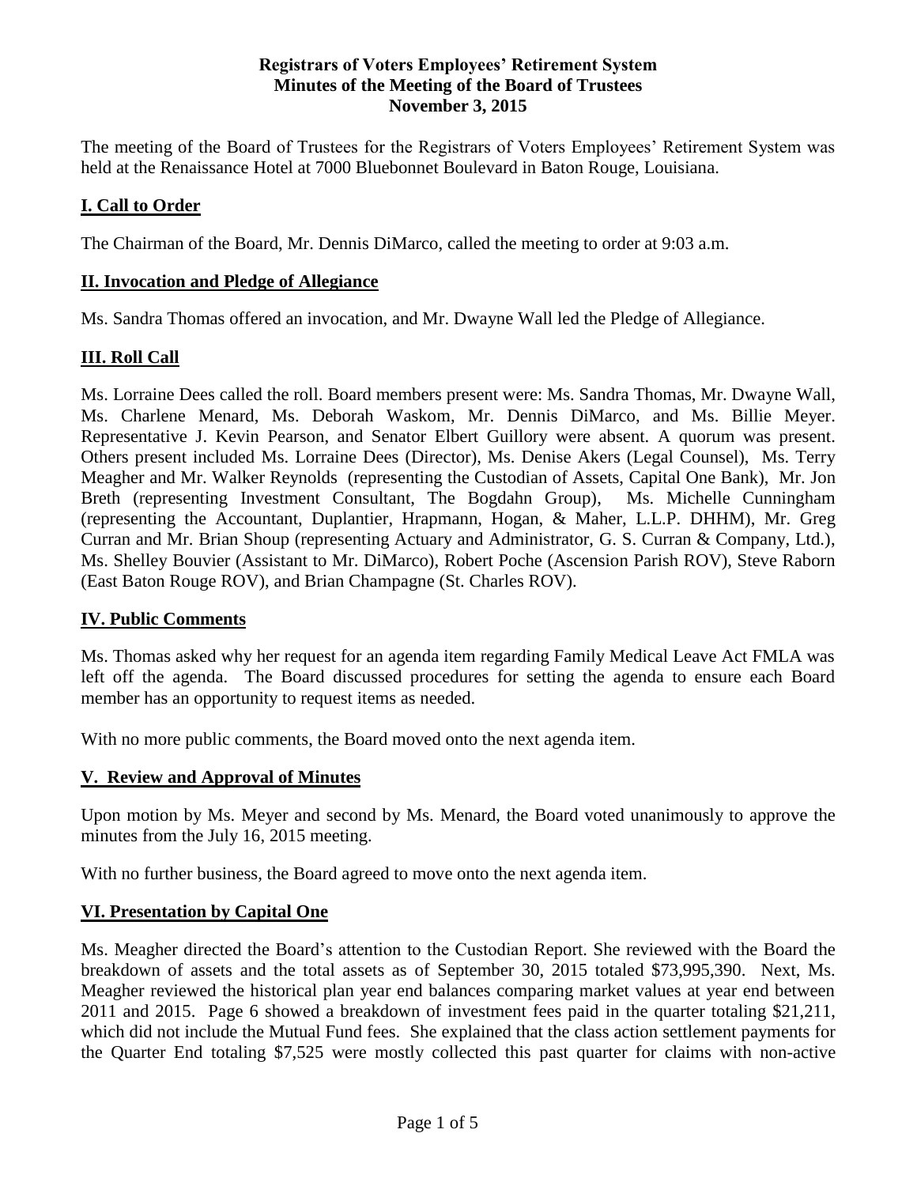**Registrars of Voters Employees' Retirement System**
**Minutes of the Meeting of the Board of Trustees**
**November 3, 2015**

The meeting of the Board of Trustees for the Registrars of Voters Employees' Retirement System was held at the Renaissance Hotel at 7000 Bluebonnet Boulevard in Baton Rouge, Louisiana.

## I. Call to Order

The Chairman of the Board, Mr. Dennis DiMarco, called the meeting to order at 9:03 a.m.

## II. Invocation and Pledge of Allegiance

Ms. Sandra Thomas offered an invocation, and Mr. Dwayne Wall led the Pledge of Allegiance.

## III. Roll Call

Ms. Lorraine Dees called the roll. Board members present were: Ms. Sandra Thomas, Mr. Dwayne Wall, Ms. Charlene Menard, Ms. Deborah Waskom, Mr. Dennis DiMarco, and Ms. Billie Meyer. Representative J. Kevin Pearson, and Senator Elbert Guillory were absent. A quorum was present. Others present included Ms. Lorraine Dees (Director), Ms. Denise Akers (Legal Counsel), Ms. Terry Meagher and Mr. Walker Reynolds (representing the Custodian of Assets, Capital One Bank), Mr. Jon Breth (representing Investment Consultant, The Bogdahn Group), Ms. Michelle Cunningham (representing the Accountant, Duplantier, Hrapmann, Hogan, & Maher, L.L.P. DHHM), Mr. Greg Curran and Mr. Brian Shoup (representing Actuary and Administrator, G. S. Curran & Company, Ltd.), Ms. Shelley Bouvier (Assistant to Mr. DiMarco), Robert Poche (Ascension Parish ROV), Steve Raborn (East Baton Rouge ROV), and Brian Champagne (St. Charles ROV).

## IV. Public Comments

Ms. Thomas asked why her request for an agenda item regarding Family Medical Leave Act FMLA was left off the agenda. The Board discussed procedures for setting the agenda to ensure each Board member has an opportunity to request items as needed.

With no more public comments, the Board moved onto the next agenda item.

## V. Review and Approval of Minutes

Upon motion by Ms. Meyer and second by Ms. Menard, the Board voted unanimously to approve the minutes from the July 16, 2015 meeting.

With no further business, the Board agreed to move onto the next agenda item.

## VI. Presentation by Capital One

Ms. Meagher directed the Board's attention to the Custodian Report. She reviewed with the Board the breakdown of assets and the total assets as of September 30, 2015 totaled $73,995,390. Next, Ms. Meagher reviewed the historical plan year end balances comparing market values at year end between 2011 and 2015. Page 6 showed a breakdown of investment fees paid in the quarter totaling $21,211, which did not include the Mutual Fund fees. She explained that the class action settlement payments for the Quarter End totaling $7,525 were mostly collected this past quarter for claims with non-active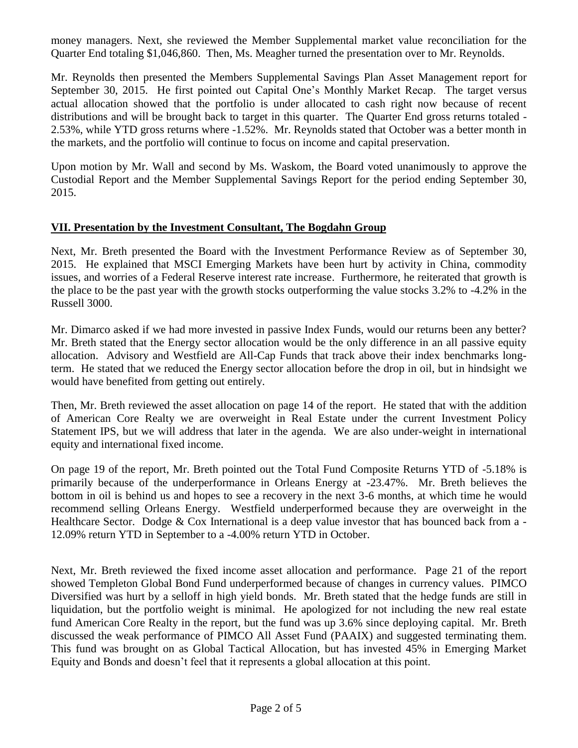money managers. Next, she reviewed the Member Supplemental market value reconciliation for the Quarter End totaling $1,046,860. Then, Ms. Meagher turned the presentation over to Mr. Reynolds.

Mr. Reynolds then presented the Members Supplemental Savings Plan Asset Management report for September 30, 2015. He first pointed out Capital One's Monthly Market Recap. The target versus actual allocation showed that the portfolio is under allocated to cash right now because of recent distributions and will be brought back to target in this quarter. The Quarter End gross returns totaled -2.53%, while YTD gross returns where -1.52%. Mr. Reynolds stated that October was a better month in the markets, and the portfolio will continue to focus on income and capital preservation.

Upon motion by Mr. Wall and second by Ms. Waskom, the Board voted unanimously to approve the Custodial Report and the Member Supplemental Savings Report for the period ending September 30, 2015.

## VII. Presentation by the Investment Consultant, The Bogdahn Group

Next, Mr. Breth presented the Board with the Investment Performance Review as of September 30, 2015. He explained that MSCI Emerging Markets have been hurt by activity in China, commodity issues, and worries of a Federal Reserve interest rate increase. Furthermore, he reiterated that growth is the place to be the past year with the growth stocks outperforming the value stocks 3.2% to -4.2% in the Russell 3000.

Mr. Dimarco asked if we had more invested in passive Index Funds, would our returns been any better? Mr. Breth stated that the Energy sector allocation would be the only difference in an all passive equity allocation. Advisory and Westfield are All-Cap Funds that track above their index benchmarks long-term. He stated that we reduced the Energy sector allocation before the drop in oil, but in hindsight we would have benefited from getting out entirely.

Then, Mr. Breth reviewed the asset allocation on page 14 of the report. He stated that with the addition of American Core Realty we are overweight in Real Estate under the current Investment Policy Statement IPS, but we will address that later in the agenda. We are also under-weight in international equity and international fixed income.

On page 19 of the report, Mr. Breth pointed out the Total Fund Composite Returns YTD of -5.18% is primarily because of the underperformance in Orleans Energy at -23.47%. Mr. Breth believes the bottom in oil is behind us and hopes to see a recovery in the next 3-6 months, at which time he would recommend selling Orleans Energy. Westfield underperformed because they are overweight in the Healthcare Sector. Dodge & Cox International is a deep value investor that has bounced back from a -12.09% return YTD in September to a -4.00% return YTD in October.

Next, Mr. Breth reviewed the fixed income asset allocation and performance. Page 21 of the report showed Templeton Global Bond Fund underperformed because of changes in currency values. PIMCO Diversified was hurt by a selloff in high yield bonds. Mr. Breth stated that the hedge funds are still in liquidation, but the portfolio weight is minimal. He apologized for not including the new real estate fund American Core Realty in the report, but the fund was up 3.6% since deploying capital. Mr. Breth discussed the weak performance of PIMCO All Asset Fund (PAAIX) and suggested terminating them. This fund was brought on as Global Tactical Allocation, but has invested 45% in Emerging Market Equity and Bonds and doesn't feel that it represents a global allocation at this point.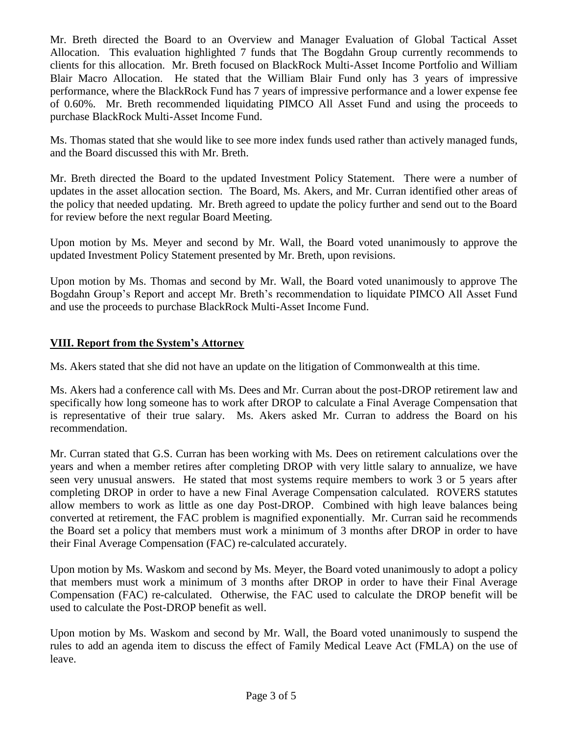Mr. Breth directed the Board to an Overview and Manager Evaluation of Global Tactical Asset Allocation. This evaluation highlighted 7 funds that The Bogdahn Group currently recommends to clients for this allocation. Mr. Breth focused on BlackRock Multi-Asset Income Portfolio and William Blair Macro Allocation. He stated that the William Blair Fund only has 3 years of impressive performance, where the BlackRock Fund has 7 years of impressive performance and a lower expense fee of 0.60%. Mr. Breth recommended liquidating PIMCO All Asset Fund and using the proceeds to purchase BlackRock Multi-Asset Income Fund.

Ms. Thomas stated that she would like to see more index funds used rather than actively managed funds, and the Board discussed this with Mr. Breth.

Mr. Breth directed the Board to the updated Investment Policy Statement. There were a number of updates in the asset allocation section. The Board, Ms. Akers, and Mr. Curran identified other areas of the policy that needed updating. Mr. Breth agreed to update the policy further and send out to the Board for review before the next regular Board Meeting.

Upon motion by Ms. Meyer and second by Mr. Wall, the Board voted unanimously to approve the updated Investment Policy Statement presented by Mr. Breth, upon revisions.

Upon motion by Ms. Thomas and second by Mr. Wall, the Board voted unanimously to approve The Bogdahn Group's Report and accept Mr. Breth's recommendation to liquidate PIMCO All Asset Fund and use the proceeds to purchase BlackRock Multi-Asset Income Fund.

## **VIII. Report from the System's Attorney**

Ms. Akers stated that she did not have an update on the litigation of Commonwealth at this time.

Ms. Akers had a conference call with Ms. Dees and Mr. Curran about the post-DROP retirement law and specifically how long someone has to work after DROP to calculate a Final Average Compensation that is representative of their true salary. Ms. Akers asked Mr. Curran to address the Board on his recommendation.

Mr. Curran stated that G.S. Curran has been working with Ms. Dees on retirement calculations over the years and when a member retires after completing DROP with very little salary to annualize, we have seen very unusual answers. He stated that most systems require members to work 3 or 5 years after completing DROP in order to have a new Final Average Compensation calculated. ROVERS statutes allow members to work as little as one day Post-DROP. Combined with high leave balances being converted at retirement, the FAC problem is magnified exponentially. Mr. Curran said he recommends the Board set a policy that members must work a minimum of 3 months after DROP in order to have their Final Average Compensation (FAC) re-calculated accurately.

Upon motion by Ms. Waskom and second by Ms. Meyer, the Board voted unanimously to adopt a policy that members must work a minimum of 3 months after DROP in order to have their Final Average Compensation (FAC) re-calculated. Otherwise, the FAC used to calculate the DROP benefit will be used to calculate the Post-DROP benefit as well.

Upon motion by Ms. Waskom and second by Mr. Wall, the Board voted unanimously to suspend the rules to add an agenda item to discuss the effect of Family Medical Leave Act (FMLA) on the use of leave.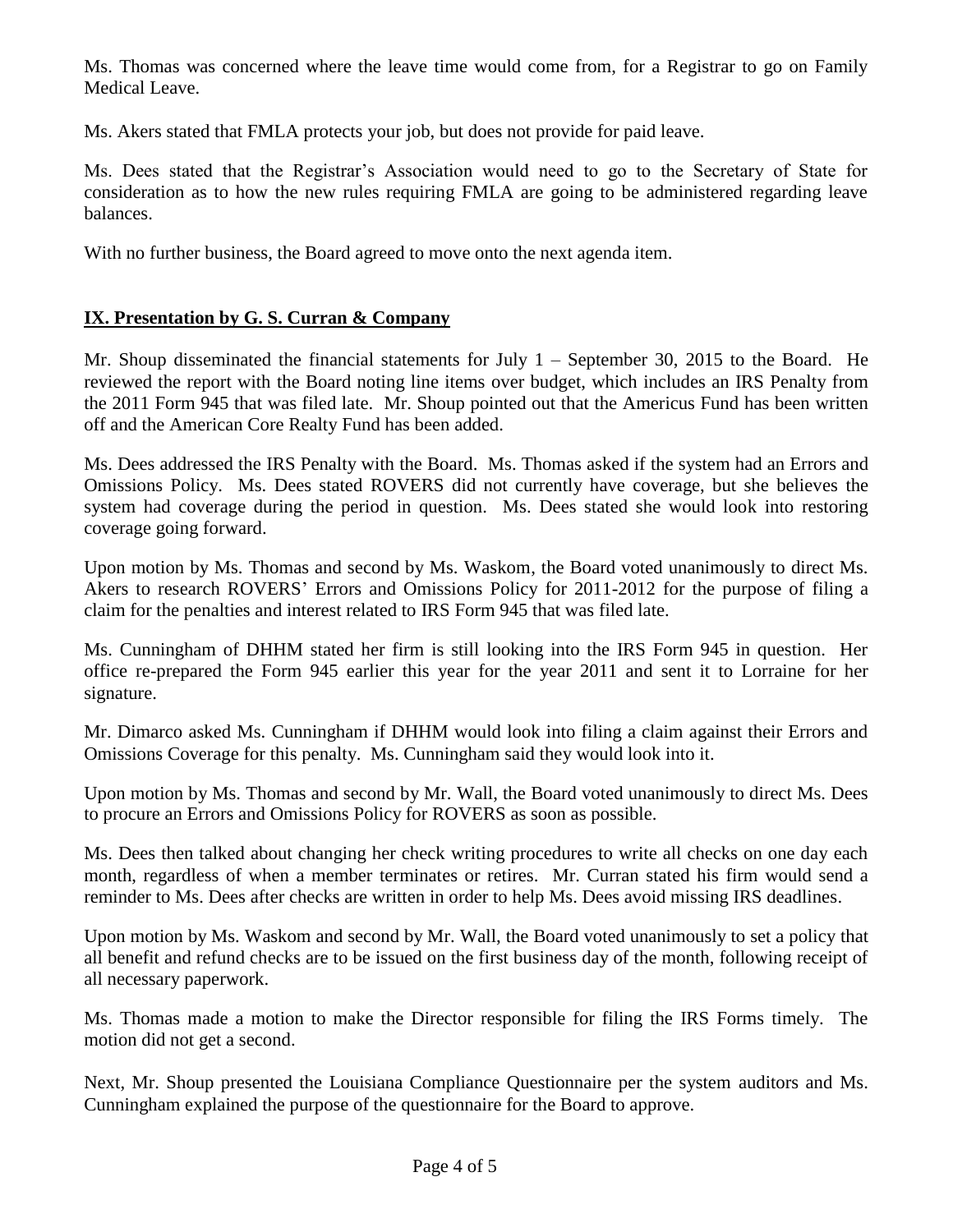Ms. Thomas was concerned where the leave time would come from, for a Registrar to go on Family Medical Leave.

Ms. Akers stated that FMLA protects your job, but does not provide for paid leave.

Ms. Dees stated that the Registrar's Association would need to go to the Secretary of State for consideration as to how the new rules requiring FMLA are going to be administered regarding leave balances.

With no further business, the Board agreed to move onto the next agenda item.

## IX. Presentation by G. S. Curran & Company

Mr. Shoup disseminated the financial statements for July 1 – September 30, 2015 to the Board. He reviewed the report with the Board noting line items over budget, which includes an IRS Penalty from the 2011 Form 945 that was filed late. Mr. Shoup pointed out that the Americus Fund has been written off and the American Core Realty Fund has been added.

Ms. Dees addressed the IRS Penalty with the Board. Ms. Thomas asked if the system had an Errors and Omissions Policy. Ms. Dees stated ROVERS did not currently have coverage, but she believes the system had coverage during the period in question. Ms. Dees stated she would look into restoring coverage going forward.

Upon motion by Ms. Thomas and second by Ms. Waskom, the Board voted unanimously to direct Ms. Akers to research ROVERS' Errors and Omissions Policy for 2011-2012 for the purpose of filing a claim for the penalties and interest related to IRS Form 945 that was filed late.

Ms. Cunningham of DHHM stated her firm is still looking into the IRS Form 945 in question. Her office re-prepared the Form 945 earlier this year for the year 2011 and sent it to Lorraine for her signature.

Mr. Dimarco asked Ms. Cunningham if DHHM would look into filing a claim against their Errors and Omissions Coverage for this penalty. Ms. Cunningham said they would look into it.

Upon motion by Ms. Thomas and second by Mr. Wall, the Board voted unanimously to direct Ms. Dees to procure an Errors and Omissions Policy for ROVERS as soon as possible.

Ms. Dees then talked about changing her check writing procedures to write all checks on one day each month, regardless of when a member terminates or retires. Mr. Curran stated his firm would send a reminder to Ms. Dees after checks are written in order to help Ms. Dees avoid missing IRS deadlines.

Upon motion by Ms. Waskom and second by Mr. Wall, the Board voted unanimously to set a policy that all benefit and refund checks are to be issued on the first business day of the month, following receipt of all necessary paperwork.

Ms. Thomas made a motion to make the Director responsible for filing the IRS Forms timely. The motion did not get a second.

Next, Mr. Shoup presented the Louisiana Compliance Questionnaire per the system auditors and Ms. Cunningham explained the purpose of the questionnaire for the Board to approve.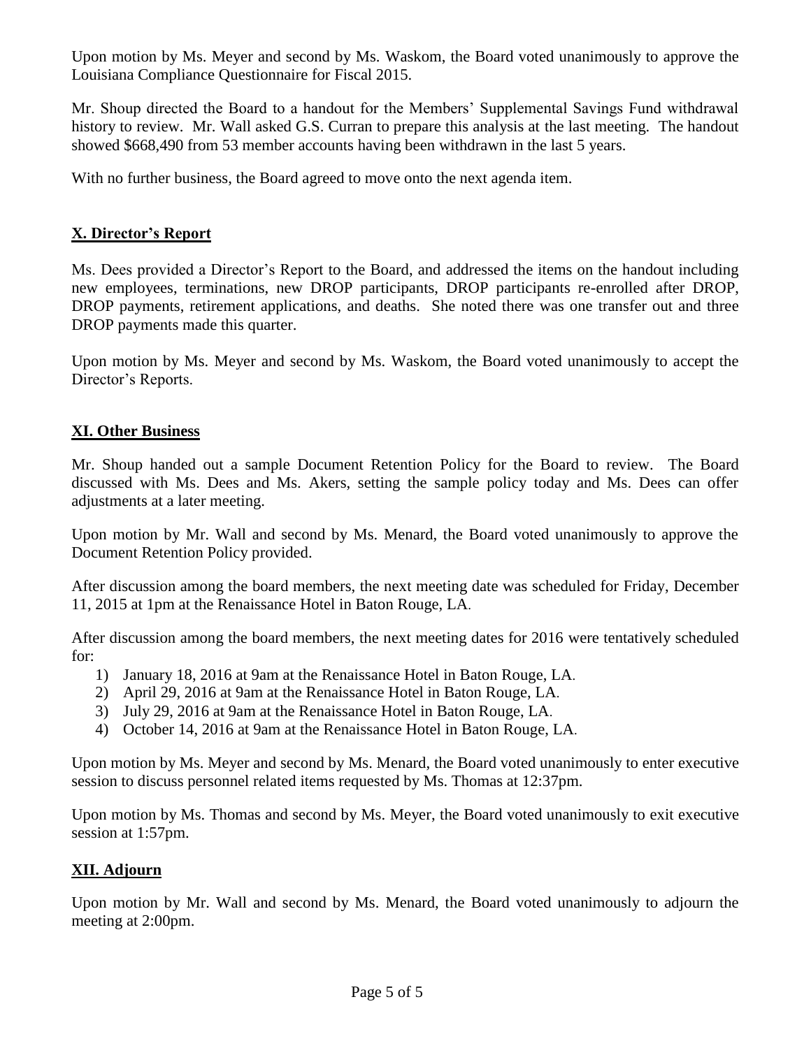Upon motion by Ms. Meyer and second by Ms. Waskom, the Board voted unanimously to approve the Louisiana Compliance Questionnaire for Fiscal 2015.

Mr. Shoup directed the Board to a handout for the Members' Supplemental Savings Fund withdrawal history to review. Mr. Wall asked G.S. Curran to prepare this analysis at the last meeting. The handout showed $668,490 from 53 member accounts having been withdrawn in the last 5 years.

With no further business, the Board agreed to move onto the next agenda item.

## X. Director's Report

Ms. Dees provided a Director's Report to the Board, and addressed the items on the handout including new employees, terminations, new DROP participants, DROP participants re-enrolled after DROP, DROP payments, retirement applications, and deaths. She noted there was one transfer out and three DROP payments made this quarter.

Upon motion by Ms. Meyer and second by Ms. Waskom, the Board voted unanimously to accept the Director's Reports.

## XI. Other Business

Mr. Shoup handed out a sample Document Retention Policy for the Board to review. The Board discussed with Ms. Dees and Ms. Akers, setting the sample policy today and Ms. Dees can offer adjustments at a later meeting.

Upon motion by Mr. Wall and second by Ms. Menard, the Board voted unanimously to approve the Document Retention Policy provided.

After discussion among the board members, the next meeting date was scheduled for Friday, December 11, 2015 at 1pm at the Renaissance Hotel in Baton Rouge, LA.

After discussion among the board members, the next meeting dates for 2016 were tentatively scheduled for:

1) January 18, 2016 at 9am at the Renaissance Hotel in Baton Rouge, LA.
2) April 29, 2016 at 9am at the Renaissance Hotel in Baton Rouge, LA.
3) July 29, 2016 at 9am at the Renaissance Hotel in Baton Rouge, LA.
4) October 14, 2016 at 9am at the Renaissance Hotel in Baton Rouge, LA.

Upon motion by Ms. Meyer and second by Ms. Menard, the Board voted unanimously to enter executive session to discuss personnel related items requested by Ms. Thomas at 12:37pm.

Upon motion by Ms. Thomas and second by Ms. Meyer, the Board voted unanimously to exit executive session at 1:57pm.

## XII. Adjourn

Upon motion by Mr. Wall and second by Ms. Menard, the Board voted unanimously to adjourn the meeting at 2:00pm.